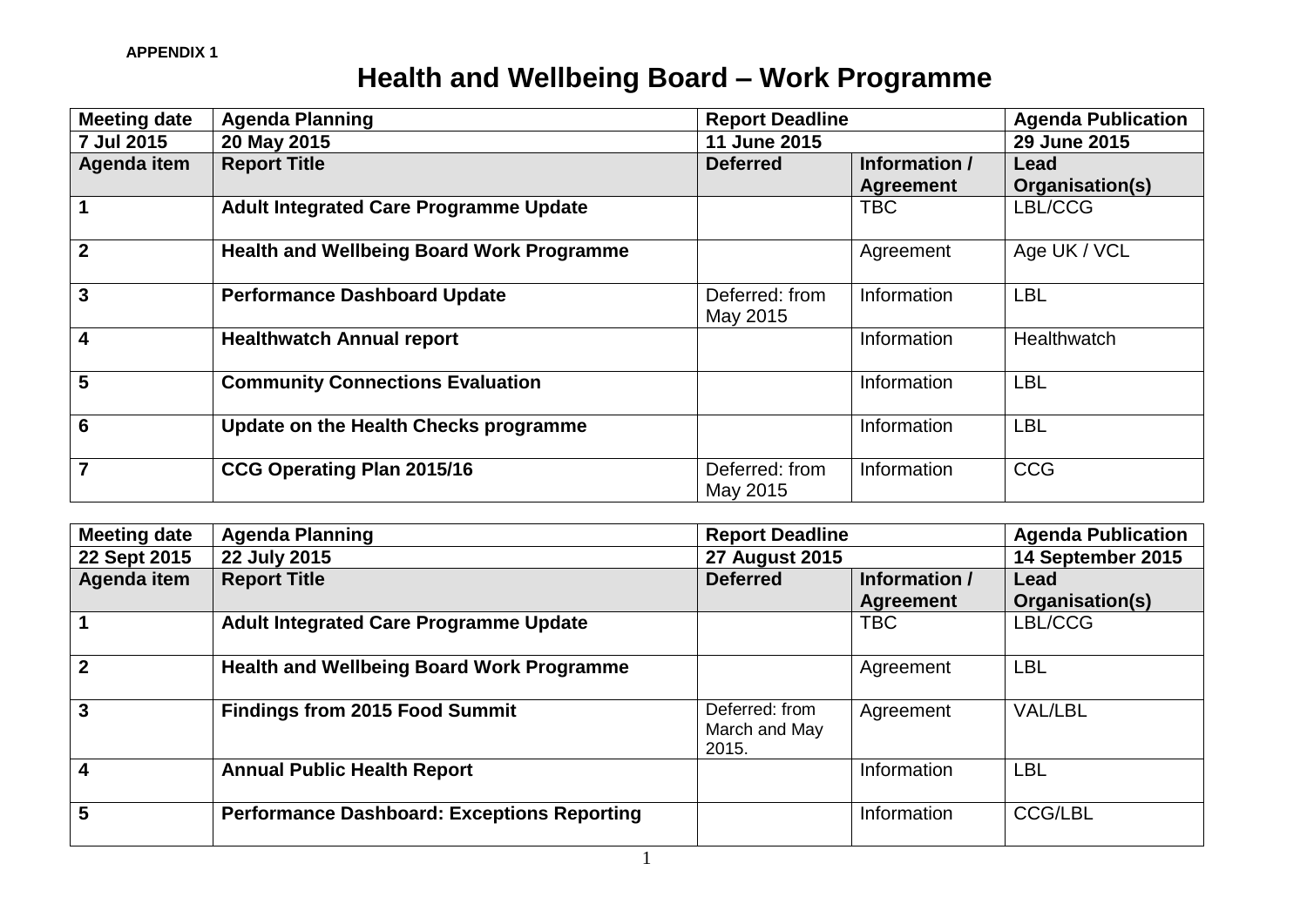**APPENDIX 1**

# Health and Wellbeing Board – Work Programme

| Meeting date | Agenda Planning | Report Deadline | | Agenda Publication |
|---|---|---|---|---|
| **7 Jul 2015** | **20 May 2015** | **11 June 2015** | | **29 June 2015** |
| **Agenda item** | **Report Title** | **Deferred** | **Information / Agreement** | **Lead Organisation(s)** |
| **1** | **Adult Integrated Care Programme Update** | | TBC | LBL/CCG |
| **2** | **Health and Wellbeing Board Work Programme** | | Agreement | Age UK / VCL |
| **3** | **Performance Dashboard Update** | Deferred: from May 2015 | Information | LBL |
| **4** | **Healthwatch Annual report** | | Information | Healthwatch |
| **5** | **Community Connections Evaluation** | | Information | LBL |
| **6** | **Update on the Health Checks programme** | | Information | LBL |
| **7** | **CCG Operating Plan 2015/16** | Deferred: from May 2015 | Information | CCG |

| Meeting date | Agenda Planning | Report Deadline | | Agenda Publication |
|---|---|---|---|---|
| **22 Sept 2015** | **22 July 2015** | **27 August 2015** | | **14 September 2015** |
| **Agenda item** | **Report Title** | **Deferred** | **Information / Agreement** | **Lead Organisation(s)** |
| **1** | **Adult Integrated Care Programme Update** | | TBC | LBL/CCG |
| **2** | **Health and Wellbeing Board Work Programme** | | Agreement | LBL |
| **3** | **Findings from 2015 Food Summit** | Deferred: from March and May 2015. | Agreement | VAL/LBL |
| **4** | **Annual Public Health Report** | | Information | LBL |
| **5** | **Performance Dashboard: Exceptions Reporting** | | Information | CCG/LBL |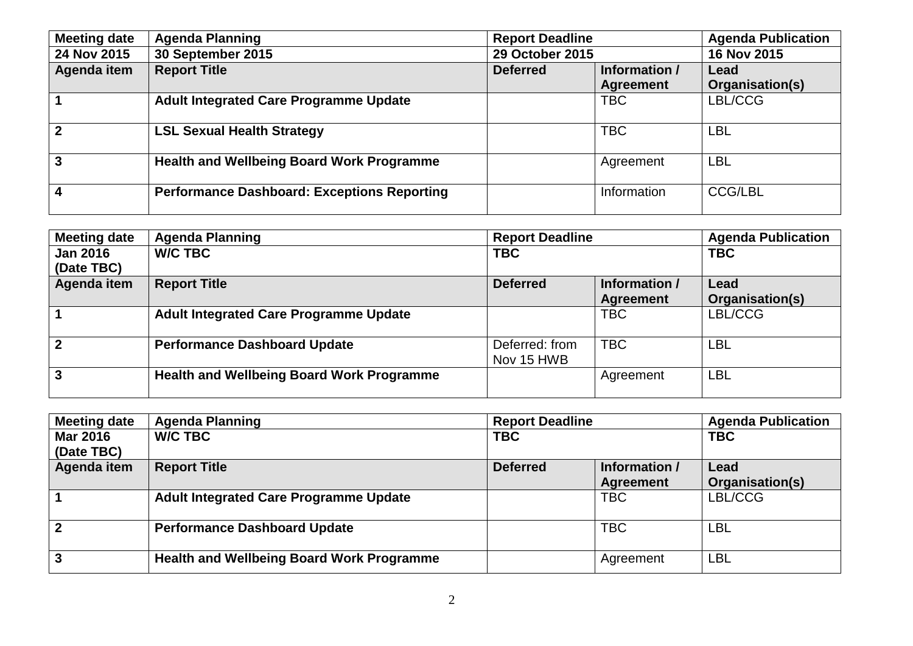| Meeting date | Agenda Planning | Report Deadline | | Agenda Publication |
|---|---|---|---|---|
| **24 Nov 2015** | **30 September 2015** | **29 October 2015** | | **16 Nov 2015** |
| **Agenda item** | **Report Title** | **Deferred** | **Information / Agreement** | **Lead Organisation(s)** |
| **1** | **Adult Integrated Care Programme Update** | | TBC | LBL/CCG |
| **2** | **LSL Sexual Health Strategy** | | TBC | LBL |
| **3** | **Health and Wellbeing Board Work Programme** | | Agreement | LBL |
| **4** | **Performance Dashboard: Exceptions Reporting** | | Information | CCG/LBL |

| Meeting date | Agenda Planning | Report Deadline | | Agenda Publication |
|---|---|---|---|---|
| **Jan 2016 (Date TBC)** | **W/C TBC** | **TBC** | | **TBC** |
| **Agenda item** | **Report Title** | **Deferred** | **Information / Agreement** | **Lead Organisation(s)** |
| **1** | **Adult Integrated Care Programme Update** | | TBC | LBL/CCG |
| **2** | **Performance Dashboard Update** | Deferred: from Nov 15 HWB | TBC | LBL |
| **3** | **Health and Wellbeing Board Work Programme** | | Agreement | LBL |

| Meeting date | Agenda Planning | Report Deadline | | Agenda Publication |
|---|---|---|---|---|
| **Mar 2016 (Date TBC)** | **W/C TBC** | **TBC** | | **TBC** |
| **Agenda item** | **Report Title** | **Deferred** | **Information / Agreement** | **Lead Organisation(s)** |
| **1** | **Adult Integrated Care Programme Update** | | TBC | LBL/CCG |
| **2** | **Performance Dashboard Update** | | TBC | LBL |
| **3** | **Health and Wellbeing Board Work Programme** | | Agreement | LBL |